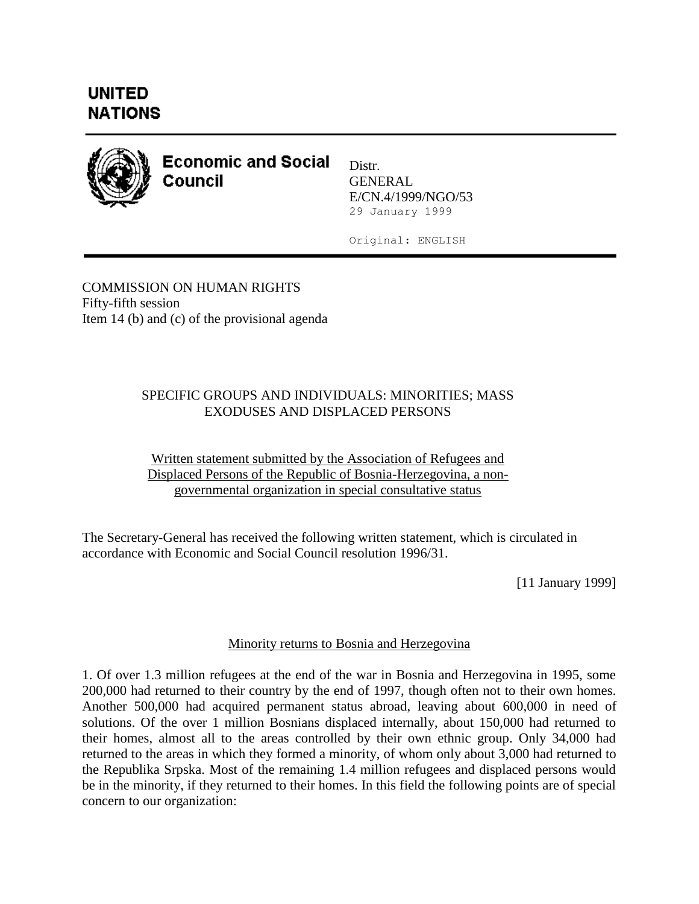# UNITED NATIONS

## Economic and Social Council

Distr.
GENERAL
E/CN.4/1999/NGO/53
29 January 1999

Original: ENGLISH

COMMISSION ON HUMAN RIGHTS
Fifty-fifth session
Item 14 (b) and (c) of the provisional agenda

### SPECIFIC GROUPS AND INDIVIDUALS: MINORITIES; MASS EXODUSES AND DISPLACED PERSONS

Written statement submitted by the Association of Refugees and Displaced Persons of the Republic of Bosnia-Herzegovina, a non-governmental organization in special consultative status

The Secretary-General has received the following written statement, which is circulated in accordance with Economic and Social Council resolution 1996/31.

[11 January 1999]

### Minority returns to Bosnia and Herzegovina

1. Of over 1.3 million refugees at the end of the war in Bosnia and Herzegovina in 1995, some 200,000 had returned to their country by the end of 1997, though often not to their own homes. Another 500,000 had acquired permanent status abroad, leaving about 600,000 in need of solutions. Of the over 1 million Bosnians displaced internally, about 150,000 had returned to their homes, almost all to the areas controlled by their own ethnic group. Only 34,000 had returned to the areas in which they formed a minority, of whom only about 3,000 had returned to the Republika Srpska. Most of the remaining 1.4 million refugees and displaced persons would be in the minority, if they returned to their homes. In this field the following points are of special concern to our organization: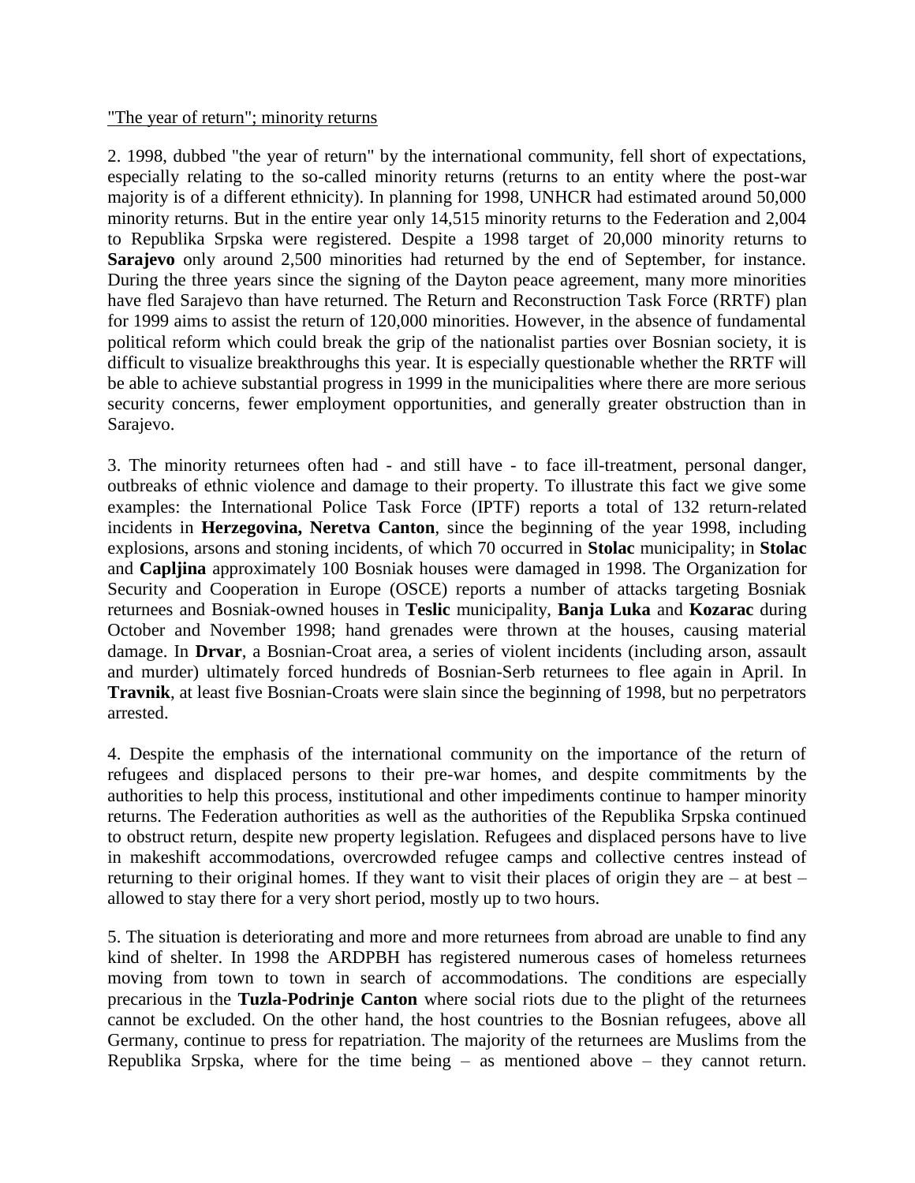"The year of return"; minority returns

2. 1998, dubbed "the year of return" by the international community, fell short of expectations, especially relating to the so-called minority returns (returns to an entity where the post-war majority is of a different ethnicity). In planning for 1998, UNHCR had estimated around 50,000 minority returns. But in the entire year only 14,515 minority returns to the Federation and 2,004 to Republika Srpska were registered. Despite a 1998 target of 20,000 minority returns to **Sarajevo** only around 2,500 minorities had returned by the end of September, for instance. During the three years since the signing of the Dayton peace agreement, many more minorities have fled Sarajevo than have returned. The Return and Reconstruction Task Force (RRTF) plan for 1999 aims to assist the return of 120,000 minorities. However, in the absence of fundamental political reform which could break the grip of the nationalist parties over Bosnian society, it is difficult to visualize breakthroughs this year. It is especially questionable whether the RRTF will be able to achieve substantial progress in 1999 in the municipalities where there are more serious security concerns, fewer employment opportunities, and generally greater obstruction than in Sarajevo.

3. The minority returnees often had - and still have - to face ill-treatment, personal danger, outbreaks of ethnic violence and damage to their property. To illustrate this fact we give some examples: the International Police Task Force (IPTF) reports a total of 132 return-related incidents in **Herzegovina, Neretva Canton**, since the beginning of the year 1998, including explosions, arsons and stoning incidents, of which 70 occurred in **Stolac** municipality; in **Stolac** and **Capljina** approximately 100 Bosniak houses were damaged in 1998. The Organization for Security and Cooperation in Europe (OSCE) reports a number of attacks targeting Bosniak returnees and Bosniak-owned houses in **Teslic** municipality, **Banja Luka** and **Kozarac** during October and November 1998; hand grenades were thrown at the houses, causing material damage. In **Drvar**, a Bosnian-Croat area, a series of violent incidents (including arson, assault and murder) ultimately forced hundreds of Bosnian-Serb returnees to flee again in April. In **Travnik**, at least five Bosnian-Croats were slain since the beginning of 1998, but no perpetrators arrested.

4. Despite the emphasis of the international community on the importance of the return of refugees and displaced persons to their pre-war homes, and despite commitments by the authorities to help this process, institutional and other impediments continue to hamper minority returns. The Federation authorities as well as the authorities of the Republika Srpska continued to obstruct return, despite new property legislation. Refugees and displaced persons have to live in makeshift accommodations, overcrowded refugee camps and collective centres instead of returning to their original homes. If they want to visit their places of origin they are – at best – allowed to stay there for a very short period, mostly up to two hours.

5. The situation is deteriorating and more and more returnees from abroad are unable to find any kind of shelter. In 1998 the ARDPBH has registered numerous cases of homeless returnees moving from town to town in search of accommodations. The conditions are especially precarious in the **Tuzla-Podrinje Canton** where social riots due to the plight of the returnees cannot be excluded. On the other hand, the host countries to the Bosnian refugees, above all Germany, continue to press for repatriation. The majority of the returnees are Muslims from the Republika Srpska, where for the time being – as mentioned above – they cannot return.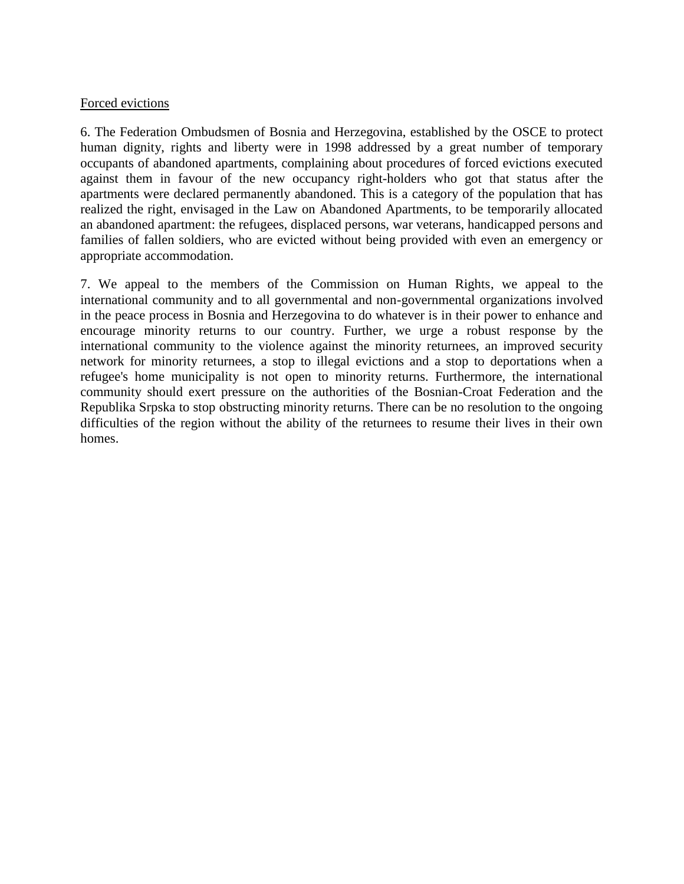<u>Forced evictions</u>

6. The Federation Ombudsmen of Bosnia and Herzegovina, established by the OSCE to protect human dignity, rights and liberty were in 1998 addressed by a great number of temporary occupants of abandoned apartments, complaining about procedures of forced evictions executed against them in favour of the new occupancy right-holders who got that status after the apartments were declared permanently abandoned. This is a category of the population that has realized the right, envisaged in the Law on Abandoned Apartments, to be temporarily allocated an abandoned apartment: the refugees, displaced persons, war veterans, handicapped persons and families of fallen soldiers, who are evicted without being provided with even an emergency or appropriate accommodation.

7. We appeal to the members of the Commission on Human Rights, we appeal to the international community and to all governmental and non-governmental organizations involved in the peace process in Bosnia and Herzegovina to do whatever is in their power to enhance and encourage minority returns to our country. Further, we urge a robust response by the international community to the violence against the minority returnees, an improved security network for minority returnees, a stop to illegal evictions and a stop to deportations when a refugee's home municipality is not open to minority returns. Furthermore, the international community should exert pressure on the authorities of the Bosnian-Croat Federation and the Republika Srpska to stop obstructing minority returns. There can be no resolution to the ongoing difficulties of the region without the ability of the returnees to resume their lives in their own homes.